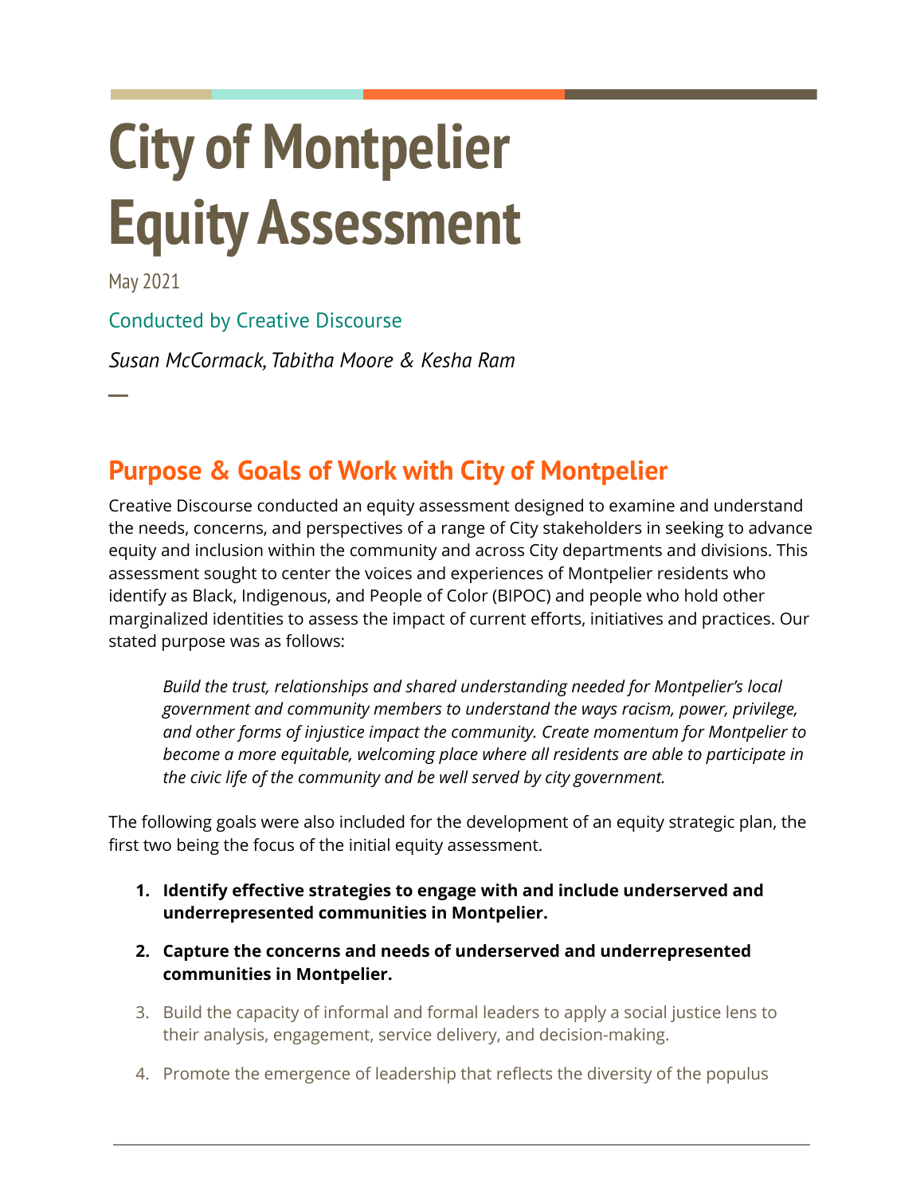# City of Montpelier Equity Assessment

May 2021

Conducted by Creative Discourse

*Susan McCormack, Tabitha Moore & Kesha Ram*

—

## Purpose & Goals of Work with City of Montpelier

Creative Discourse conducted an equity assessment designed to examine and understand the needs, concerns, and perspectives of a range of City stakeholders in seeking to advance equity and inclusion within the community and across City departments and divisions. This assessment sought to center the voices and experiences of Montpelier residents who identify as Black, Indigenous, and People of Color (BIPOC) and people who hold other marginalized identities to assess the impact of current efforts, initiatives and practices. Our stated purpose was as follows:

> *Build the trust, relationships and shared understanding needed for Montpelier's local government and community members to understand the ways racism, power, privilege, and other forms of injustice impact the community. Create momentum for Montpelier to become a more equitable, welcoming place where all residents are able to participate in the civic life of the community and be well served by city government.*

The following goals were also included for the development of an equity strategic plan, the first two being the focus of the initial equity assessment.

1. **Identify effective strategies to engage with and include underserved and underrepresented communities in Montpelier.**
2. **Capture the concerns and needs of underserved and underrepresented communities in Montpelier.**
3. Build the capacity of informal and formal leaders to apply a social justice lens to their analysis, engagement, service delivery, and decision-making.
4. Promote the emergence of leadership that reflects the diversity of the populus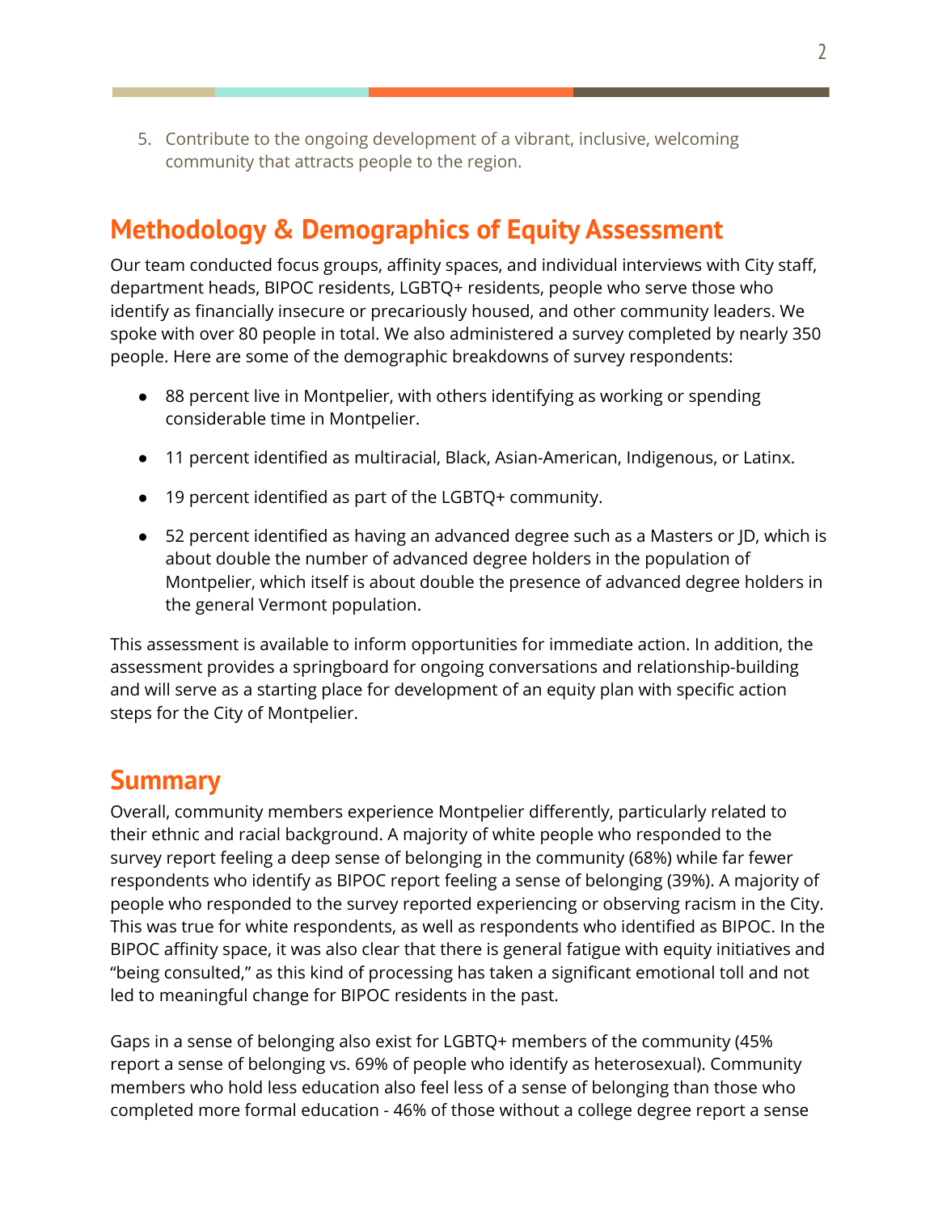5. Contribute to the ongoing development of a vibrant, inclusive, welcoming community that attracts people to the region.

## Methodology & Demographics of Equity Assessment

Our team conducted focus groups, affinity spaces, and individual interviews with City staff, department heads, BIPOC residents, LGBTQ+ residents, people who serve those who identify as financially insecure or precariously housed, and other community leaders. We spoke with over 80 people in total. We also administered a survey completed by nearly 350 people. Here are some of the demographic breakdowns of survey respondents:

- 88 percent live in Montpelier, with others identifying as working or spending considerable time in Montpelier.
- 11 percent identified as multiracial, Black, Asian-American, Indigenous, or Latinx.
- 19 percent identified as part of the LGBTQ+ community.
- 52 percent identified as having an advanced degree such as a Masters or JD, which is about double the number of advanced degree holders in the population of Montpelier, which itself is about double the presence of advanced degree holders in the general Vermont population.

This assessment is available to inform opportunities for immediate action. In addition, the assessment provides a springboard for ongoing conversations and relationship-building and will serve as a starting place for development of an equity plan with specific action steps for the City of Montpelier.

## Summary

Overall, community members experience Montpelier differently, particularly related to their ethnic and racial background. A majority of white people who responded to the survey report feeling a deep sense of belonging in the community (68%) while far fewer respondents who identify as BIPOC report feeling a sense of belonging (39%). A majority of people who responded to the survey reported experiencing or observing racism in the City. This was true for white respondents, as well as respondents who identified as BIPOC. In the BIPOC affinity space, it was also clear that there is general fatigue with equity initiatives and "being consulted," as this kind of processing has taken a significant emotional toll and not led to meaningful change for BIPOC residents in the past.

Gaps in a sense of belonging also exist for LGBTQ+ members of the community (45% report a sense of belonging vs. 69% of people who identify as heterosexual). Community members who hold less education also feel less of a sense of belonging than those who completed more formal education - 46% of those without a college degree report a sense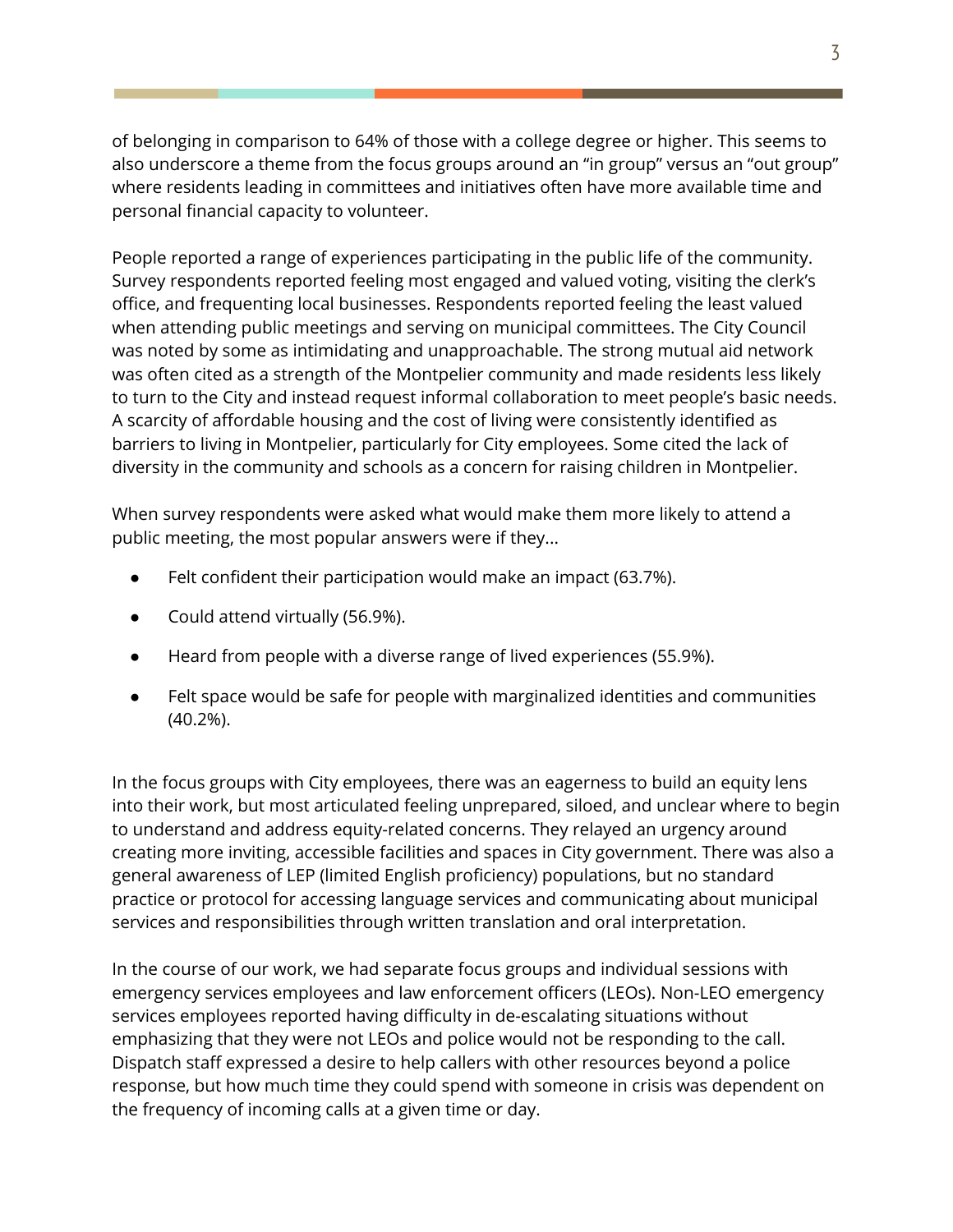of belonging in comparison to 64% of those with a college degree or higher. This seems to also underscore a theme from the focus groups around an "in group" versus an "out group" where residents leading in committees and initiatives often have more available time and personal financial capacity to volunteer.

People reported a range of experiences participating in the public life of the community. Survey respondents reported feeling most engaged and valued voting, visiting the clerk's office, and frequenting local businesses. Respondents reported feeling the least valued when attending public meetings and serving on municipal committees. The City Council was noted by some as intimidating and unapproachable. The strong mutual aid network was often cited as a strength of the Montpelier community and made residents less likely to turn to the City and instead request informal collaboration to meet people's basic needs. A scarcity of affordable housing and the cost of living were consistently identified as barriers to living in Montpelier, particularly for City employees. Some cited the lack of diversity in the community and schools as a concern for raising children in Montpelier.

When survey respondents were asked what would make them more likely to attend a public meeting, the most popular answers were if they...

- Felt confident their participation would make an impact (63.7%).
- Could attend virtually (56.9%).
- Heard from people with a diverse range of lived experiences (55.9%).
- Felt space would be safe for people with marginalized identities and communities (40.2%).

In the focus groups with City employees, there was an eagerness to build an equity lens into their work, but most articulated feeling unprepared, siloed, and unclear where to begin to understand and address equity-related concerns. They relayed an urgency around creating more inviting, accessible facilities and spaces in City government. There was also a general awareness of LEP (limited English proficiency) populations, but no standard practice or protocol for accessing language services and communicating about municipal services and responsibilities through written translation and oral interpretation.

In the course of our work, we had separate focus groups and individual sessions with emergency services employees and law enforcement officers (LEOs). Non-LEO emergency services employees reported having difficulty in de-escalating situations without emphasizing that they were not LEOs and police would not be responding to the call. Dispatch staff expressed a desire to help callers with other resources beyond a police response, but how much time they could spend with someone in crisis was dependent on the frequency of incoming calls at a given time or day.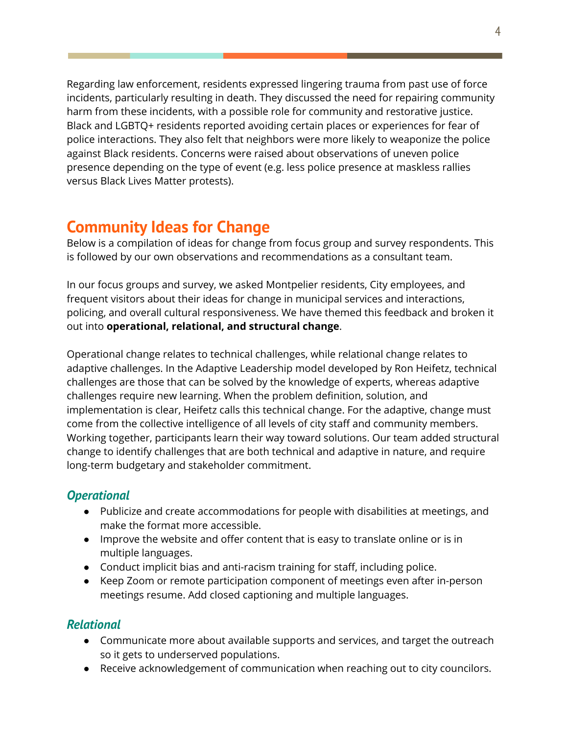Regarding law enforcement, residents expressed lingering trauma from past use of force incidents, particularly resulting in death. They discussed the need for repairing community harm from these incidents, with a possible role for community and restorative justice. Black and LGBTQ+ residents reported avoiding certain places or experiences for fear of police interactions. They also felt that neighbors were more likely to weaponize the police against Black residents. Concerns were raised about observations of uneven police presence depending on the type of event (e.g. less police presence at maskless rallies versus Black Lives Matter protests).

## Community Ideas for Change

Below is a compilation of ideas for change from focus group and survey respondents. This is followed by our own observations and recommendations as a consultant team.

In our focus groups and survey, we asked Montpelier residents, City employees, and frequent visitors about their ideas for change in municipal services and interactions, policing, and overall cultural responsiveness. We have themed this feedback and broken it out into **operational, relational, and structural change**.

Operational change relates to technical challenges, while relational change relates to adaptive challenges. In the Adaptive Leadership model developed by Ron Heifetz, technical challenges are those that can be solved by the knowledge of experts, whereas adaptive challenges require new learning. When the problem definition, solution, and implementation is clear, Heifetz calls this technical change. For the adaptive, change must come from the collective intelligence of all levels of city staff and community members. Working together, participants learn their way toward solutions. Our team added structural change to identify challenges that are both technical and adaptive in nature, and require long-term budgetary and stakeholder commitment.

### *Operational*

- Publicize and create accommodations for people with disabilities at meetings, and make the format more accessible.
- Improve the website and offer content that is easy to translate online or is in multiple languages.
- Conduct implicit bias and anti-racism training for staff, including police.
- Keep Zoom or remote participation component of meetings even after in-person meetings resume. Add closed captioning and multiple languages.

### *Relational*

- Communicate more about available supports and services, and target the outreach so it gets to underserved populations.
- Receive acknowledgement of communication when reaching out to city councilors.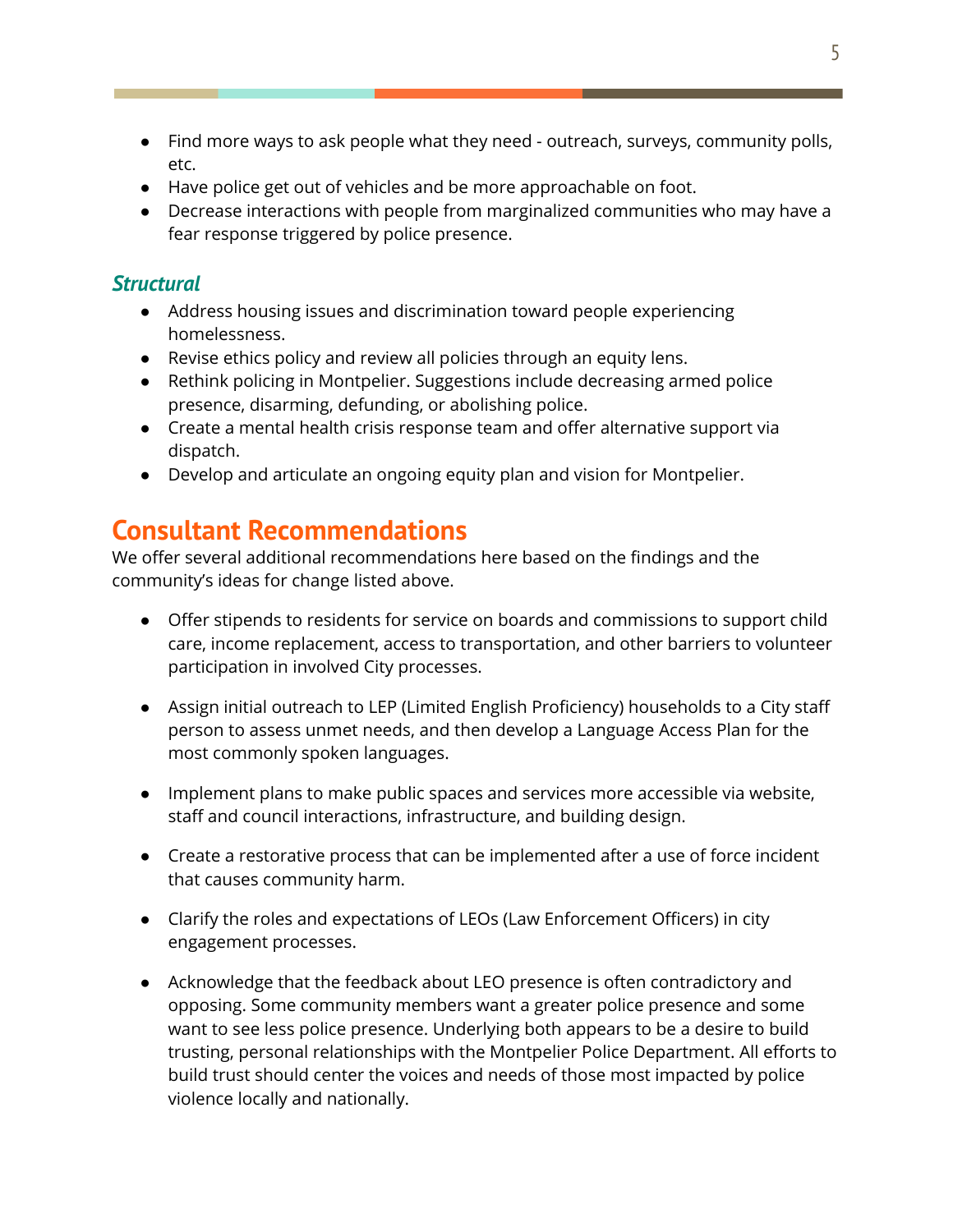- Find more ways to ask people what they need - outreach, surveys, community polls, etc.
- Have police get out of vehicles and be more approachable on foot.
- Decrease interactions with people from marginalized communities who may have a fear response triggered by police presence.

### *Structural*

- Address housing issues and discrimination toward people experiencing homelessness.
- Revise ethics policy and review all policies through an equity lens.
- Rethink policing in Montpelier. Suggestions include decreasing armed police presence, disarming, defunding, or abolishing police.
- Create a mental health crisis response team and offer alternative support via dispatch.
- Develop and articulate an ongoing equity plan and vision for Montpelier.

## Consultant Recommendations

We offer several additional recommendations here based on the findings and the community's ideas for change listed above.

- Offer stipends to residents for service on boards and commissions to support child care, income replacement, access to transportation, and other barriers to volunteer participation in involved City processes.

- Assign initial outreach to LEP (Limited English Proficiency) households to a City staff person to assess unmet needs, and then develop a Language Access Plan for the most commonly spoken languages.

- Implement plans to make public spaces and services more accessible via website, staff and council interactions, infrastructure, and building design.

- Create a restorative process that can be implemented after a use of force incident that causes community harm.

- Clarify the roles and expectations of LEOs (Law Enforcement Officers) in city engagement processes.

- Acknowledge that the feedback about LEO presence is often contradictory and opposing. Some community members want a greater police presence and some want to see less police presence. Underlying both appears to be a desire to build trusting, personal relationships with the Montpelier Police Department. All efforts to build trust should center the voices and needs of those most impacted by police violence locally and nationally.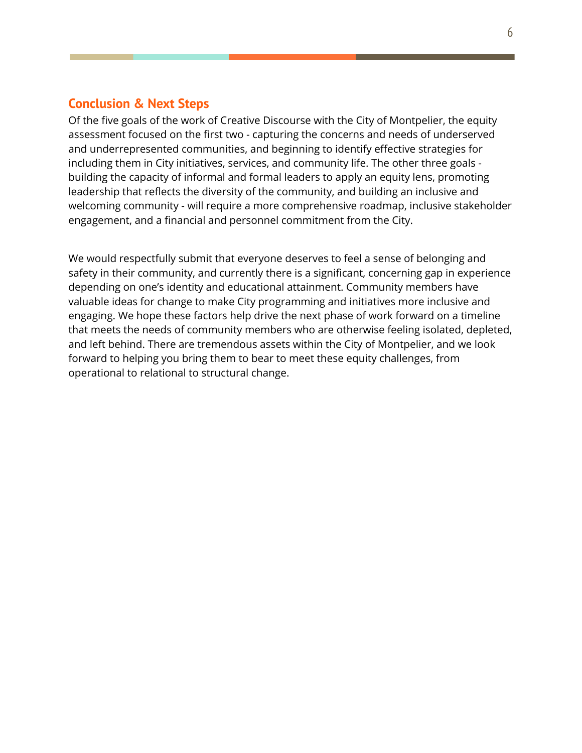## Conclusion & Next Steps

Of the five goals of the work of Creative Discourse with the City of Montpelier, the equity assessment focused on the first two - capturing the concerns and needs of underserved and underrepresented communities, and beginning to identify effective strategies for including them in City initiatives, services, and community life. The other three goals - building the capacity of informal and formal leaders to apply an equity lens, promoting leadership that reflects the diversity of the community, and building an inclusive and welcoming community - will require a more comprehensive roadmap, inclusive stakeholder engagement, and a financial and personnel commitment from the City.

We would respectfully submit that everyone deserves to feel a sense of belonging and safety in their community, and currently there is a significant, concerning gap in experience depending on one's identity and educational attainment. Community members have valuable ideas for change to make City programming and initiatives more inclusive and engaging. We hope these factors help drive the next phase of work forward on a timeline that meets the needs of community members who are otherwise feeling isolated, depleted, and left behind. There are tremendous assets within the City of Montpelier, and we look forward to helping you bring them to bear to meet these equity challenges, from operational to relational to structural change.